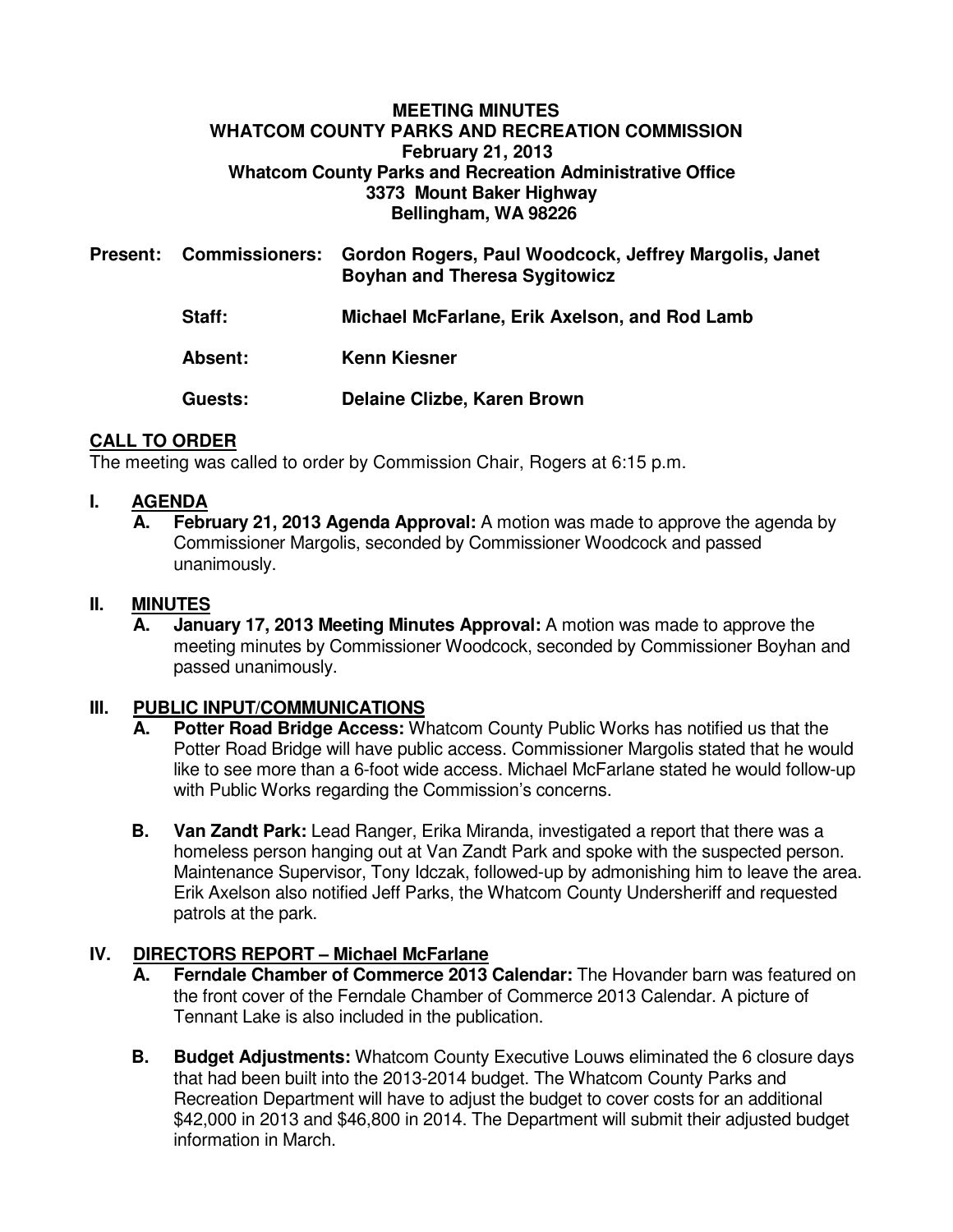**MEETING MINUTES**
**WHATCOM COUNTY PARKS AND RECREATION COMMISSION**
**February 21, 2013**
**Whatcom County Parks and Recreation Administrative Office**
**3373 Mount Baker Highway**
**Bellingham, WA 98226**

**Present: Commissioners:** **Gordon Rogers, Paul Woodcock, Jeffrey Margolis, Janet Boyhan and Theresa Sygitowicz**

**Staff:** **Michael McFarlane, Erik Axelson, and Rod Lamb**

**Absent:** **Kenn Kiesner**

**Guests:** **Delaine Clizbe, Karen Brown**

## CALL TO ORDER

The meeting was called to order by Commission Chair, Rogers at 6:15 p.m.

## I. AGENDA

**A. February 21, 2013 Agenda Approval:** A motion was made to approve the agenda by Commissioner Margolis, seconded by Commissioner Woodcock and passed unanimously.

## II. MINUTES

**A. January 17, 2013 Meeting Minutes Approval:** A motion was made to approve the meeting minutes by Commissioner Woodcock, seconded by Commissioner Boyhan and passed unanimously.

## III. PUBLIC INPUT/COMMUNICATIONS

**A. Potter Road Bridge Access:** Whatcom County Public Works has notified us that the Potter Road Bridge will have public access. Commissioner Margolis stated that he would like to see more than a 6-foot wide access. Michael McFarlane stated he would follow-up with Public Works regarding the Commission's concerns.

**B. Van Zandt Park:** Lead Ranger, Erika Miranda, investigated a report that there was a homeless person hanging out at Van Zandt Park and spoke with the suspected person. Maintenance Supervisor, Tony Idczak, followed-up by admonishing him to leave the area. Erik Axelson also notified Jeff Parks, the Whatcom County Undersheriff and requested patrols at the park.

## IV. DIRECTORS REPORT – Michael McFarlane

**A. Ferndale Chamber of Commerce 2013 Calendar:** The Hovander barn was featured on the front cover of the Ferndale Chamber of Commerce 2013 Calendar. A picture of Tennant Lake is also included in the publication.

**B. Budget Adjustments:** Whatcom County Executive Louws eliminated the 6 closure days that had been built into the 2013-2014 budget. The Whatcom County Parks and Recreation Department will have to adjust the budget to cover costs for an additional $42,000 in 2013 and $46,800 in 2014. The Department will submit their adjusted budget information in March.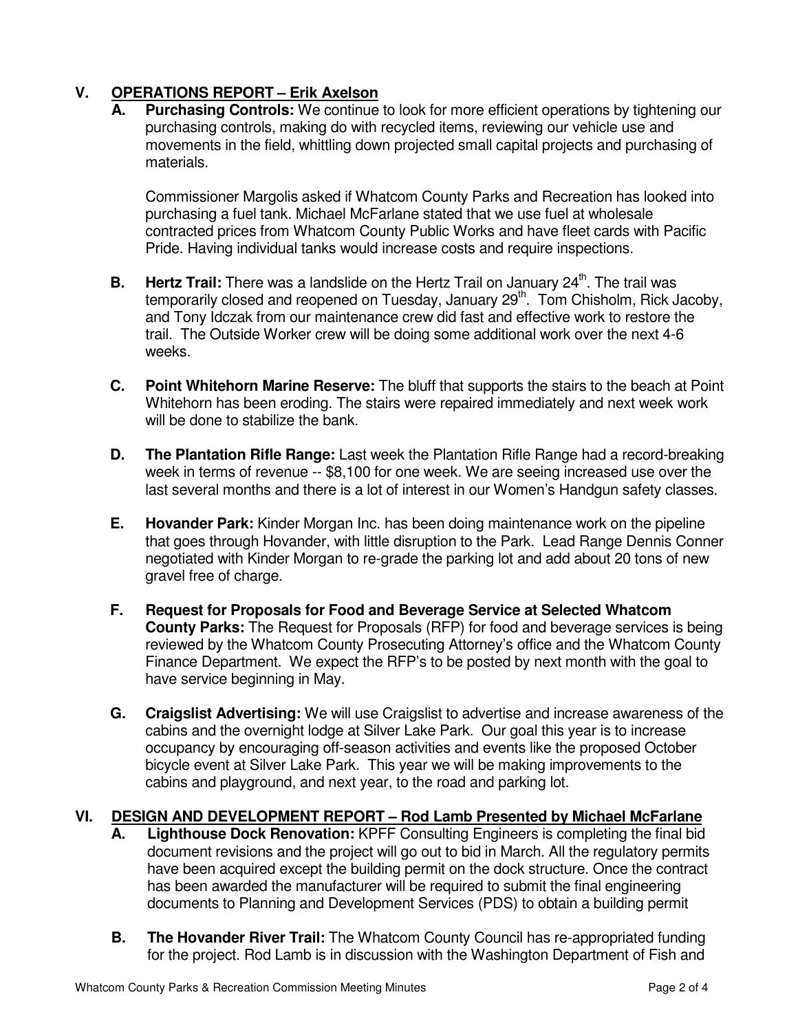## V. OPERATIONS REPORT – Erik Axelson

**A. Purchasing Controls:** We continue to look for more efficient operations by tightening our purchasing controls, making do with recycled items, reviewing our vehicle use and movements in the field, whittling down projected small capital projects and purchasing of materials.

Commissioner Margolis asked if Whatcom County Parks and Recreation has looked into purchasing a fuel tank. Michael McFarlane stated that we use fuel at wholesale contracted prices from Whatcom County Public Works and have fleet cards with Pacific Pride. Having individual tanks would increase costs and require inspections.

**B. Hertz Trail:** There was a landslide on the Hertz Trail on January 24th. The trail was temporarily closed and reopened on Tuesday, January 29th. Tom Chisholm, Rick Jacoby, and Tony Idczak from our maintenance crew did fast and effective work to restore the trail. The Outside Worker crew will be doing some additional work over the next 4-6 weeks.

**C. Point Whitehorn Marine Reserve:** The bluff that supports the stairs to the beach at Point Whitehorn has been eroding. The stairs were repaired immediately and next week work will be done to stabilize the bank.

**D. The Plantation Rifle Range:** Last week the Plantation Rifle Range had a record-breaking week in terms of revenue -- $8,100 for one week. We are seeing increased use over the last several months and there is a lot of interest in our Women's Handgun safety classes.

**E. Hovander Park:** Kinder Morgan Inc. has been doing maintenance work on the pipeline that goes through Hovander, with little disruption to the Park. Lead Range Dennis Conner negotiated with Kinder Morgan to re-grade the parking lot and add about 20 tons of new gravel free of charge.

**F. Request for Proposals for Food and Beverage Service at Selected Whatcom County Parks:** The Request for Proposals (RFP) for food and beverage services is being reviewed by the Whatcom County Prosecuting Attorney's office and the Whatcom County Finance Department. We expect the RFP's to be posted by next month with the goal to have service beginning in May.

**G. Craigslist Advertising:** We will use Craigslist to advertise and increase awareness of the cabins and the overnight lodge at Silver Lake Park. Our goal this year is to increase occupancy by encouraging off-season activities and events like the proposed October bicycle event at Silver Lake Park. This year we will be making improvements to the cabins and playground, and next year, to the road and parking lot.

## VI. DESIGN AND DEVELOPMENT REPORT – Rod Lamb Presented by Michael McFarlane

**A. Lighthouse Dock Renovation:** KPFF Consulting Engineers is completing the final bid document revisions and the project will go out to bid in March. All the regulatory permits have been acquired except the building permit on the dock structure. Once the contract has been awarded the manufacturer will be required to submit the final engineering documents to Planning and Development Services (PDS) to obtain a building permit

**B. The Hovander River Trail:** The Whatcom County Council has re-appropriated funding for the project. Rod Lamb is in discussion with the Washington Department of Fish and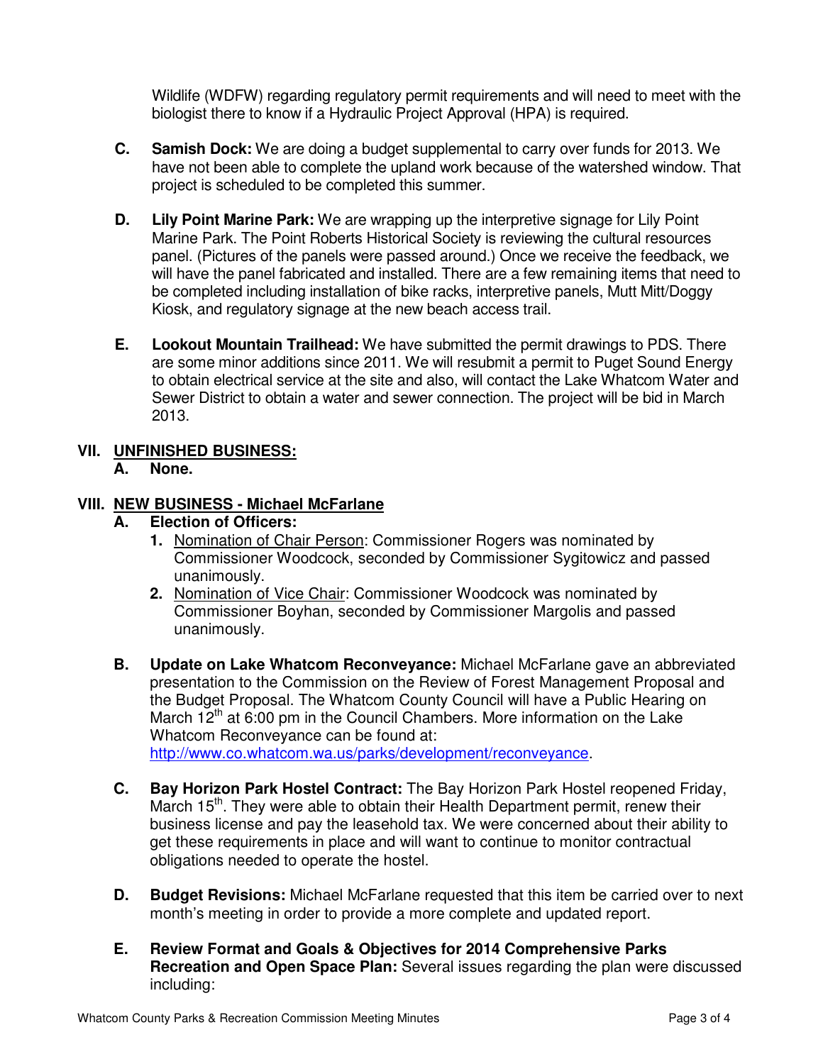Wildlife (WDFW) regarding regulatory permit requirements and will need to meet with the biologist there to know if a Hydraulic Project Approval (HPA) is required.

**C. Samish Dock:** We are doing a budget supplemental to carry over funds for 2013. We have not been able to complete the upland work because of the watershed window. That project is scheduled to be completed this summer.

**D. Lily Point Marine Park:** We are wrapping up the interpretive signage for Lily Point Marine Park. The Point Roberts Historical Society is reviewing the cultural resources panel. (Pictures of the panels were passed around.) Once we receive the feedback, we will have the panel fabricated and installed. There are a few remaining items that need to be completed including installation of bike racks, interpretive panels, Mutt Mitt/Doggy Kiosk, and regulatory signage at the new beach access trail.

**E. Lookout Mountain Trailhead:** We have submitted the permit drawings to PDS. There are some minor additions since 2011. We will resubmit a permit to Puget Sound Energy to obtain electrical service at the site and also, will contact the Lake Whatcom Water and Sewer District to obtain a water and sewer connection. The project will be bid in March 2013.

## VII. UNFINISHED BUSINESS:

**A. None.**

## VIII. NEW BUSINESS - Michael McFarlane

**A. Election of Officers:**

1. Nomination of Chair Person: Commissioner Rogers was nominated by Commissioner Woodcock, seconded by Commissioner Sygitowicz and passed unanimously.
2. Nomination of Vice Chair: Commissioner Woodcock was nominated by Commissioner Boyhan, seconded by Commissioner Margolis and passed unanimously.

**B. Update on Lake Whatcom Reconveyance:** Michael McFarlane gave an abbreviated presentation to the Commission on the Review of Forest Management Proposal and the Budget Proposal. The Whatcom County Council will have a Public Hearing on March 12th at 6:00 pm in the Council Chambers. More information on the Lake Whatcom Reconveyance can be found at: http://www.co.whatcom.wa.us/parks/development/reconveyance.

**C. Bay Horizon Park Hostel Contract:** The Bay Horizon Park Hostel reopened Friday, March 15th. They were able to obtain their Health Department permit, renew their business license and pay the leasehold tax. We were concerned about their ability to get these requirements in place and will want to continue to monitor contractual obligations needed to operate the hostel.

**D. Budget Revisions:** Michael McFarlane requested that this item be carried over to next month's meeting in order to provide a more complete and updated report.

**E. Review Format and Goals & Objectives for 2014 Comprehensive Parks Recreation and Open Space Plan:** Several issues regarding the plan were discussed including: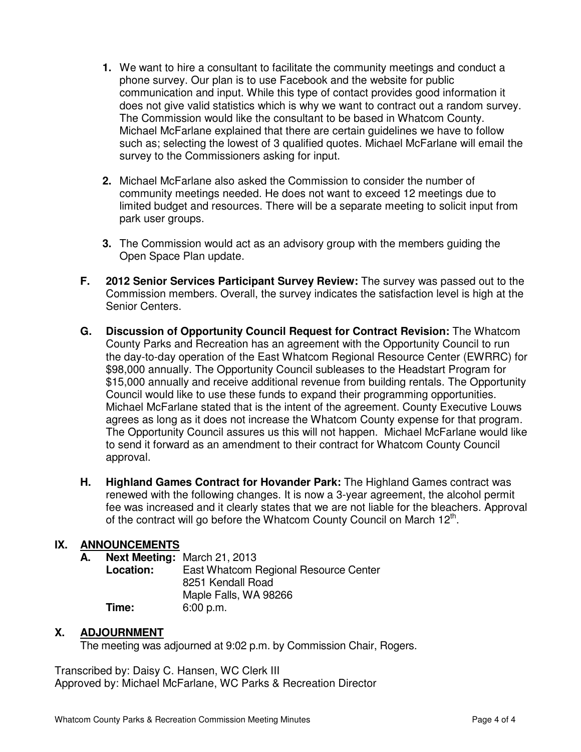1. We want to hire a consultant to facilitate the community meetings and conduct a phone survey. Our plan is to use Facebook and the website for public communication and input. While this type of contact provides good information it does not give valid statistics which is why we want to contract out a random survey. The Commission would like the consultant to be based in Whatcom County. Michael McFarlane explained that there are certain guidelines we have to follow such as; selecting the lowest of 3 qualified quotes. Michael McFarlane will email the survey to the Commissioners asking for input.

2. Michael McFarlane also asked the Commission to consider the number of community meetings needed. He does not want to exceed 12 meetings due to limited budget and resources. There will be a separate meeting to solicit input from park user groups.

3. The Commission would act as an advisory group with the members guiding the Open Space Plan update.

**F. 2012 Senior Services Participant Survey Review:** The survey was passed out to the Commission members. Overall, the survey indicates the satisfaction level is high at the Senior Centers.

**G. Discussion of Opportunity Council Request for Contract Revision:** The Whatcom County Parks and Recreation has an agreement with the Opportunity Council to run the day-to-day operation of the East Whatcom Regional Resource Center (EWRRC) for $98,000 annually. The Opportunity Council subleases to the Headstart Program for $15,000 annually and receive additional revenue from building rentals. The Opportunity Council would like to use these funds to expand their programming opportunities. Michael McFarlane stated that is the intent of the agreement. County Executive Louws agrees as long as it does not increase the Whatcom County expense for that program. The Opportunity Council assures us this will not happen. Michael McFarlane would like to send it forward as an amendment to their contract for Whatcom County Council approval.

**H. Highland Games Contract for Hovander Park:** The Highland Games contract was renewed with the following changes. It is now a 3-year agreement, the alcohol permit fee was increased and it clearly states that we are not liable for the bleachers. Approval of the contract will go before the Whatcom County Council on March 12th.

## IX. ANNOUNCEMENTS

**A. Next Meeting:** March 21, 2013
**Location:** East Whatcom Regional Resource Center
8251 Kendall Road
Maple Falls, WA 98266
**Time:** 6:00 p.m.

## X. ADJOURNMENT

The meeting was adjourned at 9:02 p.m. by Commission Chair, Rogers.

Transcribed by: Daisy C. Hansen, WC Clerk III
Approved by: Michael McFarlane, WC Parks & Recreation Director